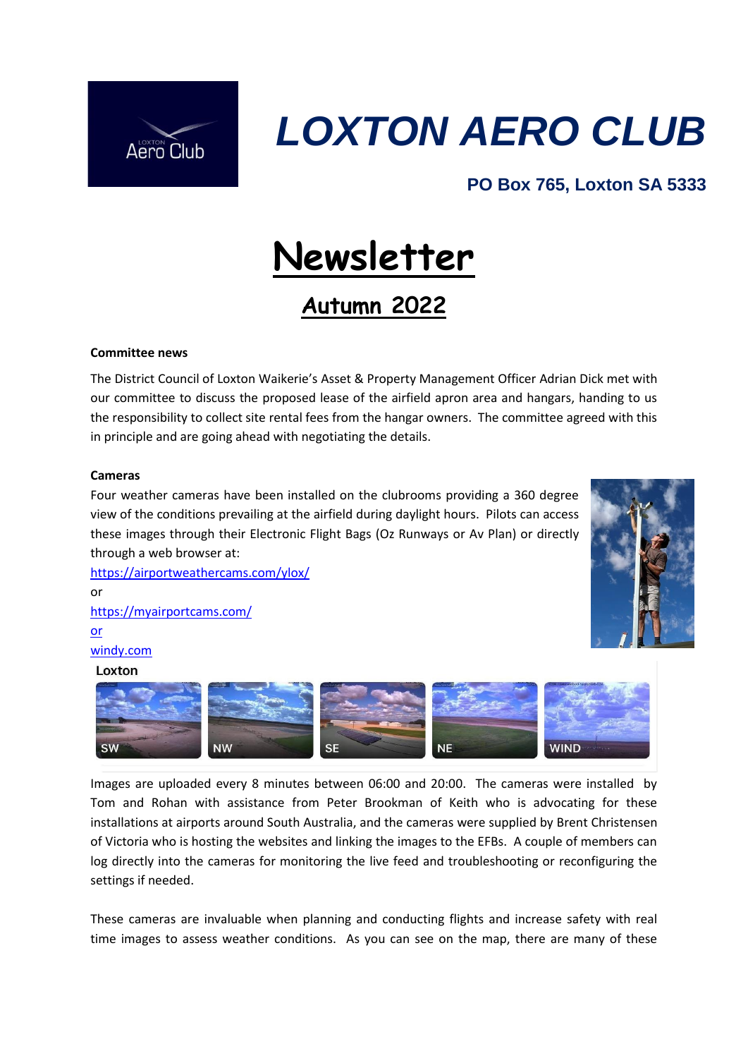# LOXTON AERO CLUB

**PO Box 765, Loxton SA 5333**

# Newsletter

## Autumn 2022

**Committee news**

The District Council of Loxton Waikerie's Asset & Property Management Officer Adrian Dick met with our committee to discuss the proposed lease of the airfield apron area and hangars, handing to us the responsibility to collect site rental fees from the hangar owners. The committee agreed with this in principle and are going ahead with negotiating the details.

**Cameras**

Four weather cameras have been installed on the clubrooms providing a 360 degree view of the conditions prevailing at the airfield during daylight hours. Pilots can access these images through their Electronic Flight Bags (Oz Runways or Av Plan) or directly through a web browser at:

https://airportweathercams.com/ylox/

or

https://myairportcams.com/

or

windy.com

Loxton

SW NW SE NE WIND

Images are uploaded every 8 minutes between 06:00 and 20:00. The cameras were installed by Tom and Rohan with assistance from Peter Brookman of Keith who is advocating for these installations at airports around South Australia, and the cameras were supplied by Brent Christensen of Victoria who is hosting the websites and linking the images to the EFBs. A couple of members can log directly into the cameras for monitoring the live feed and troubleshooting or reconfiguring the settings if needed.

These cameras are invaluable when planning and conducting flights and increase safety with real time images to assess weather conditions. As you can see on the map, there are many of these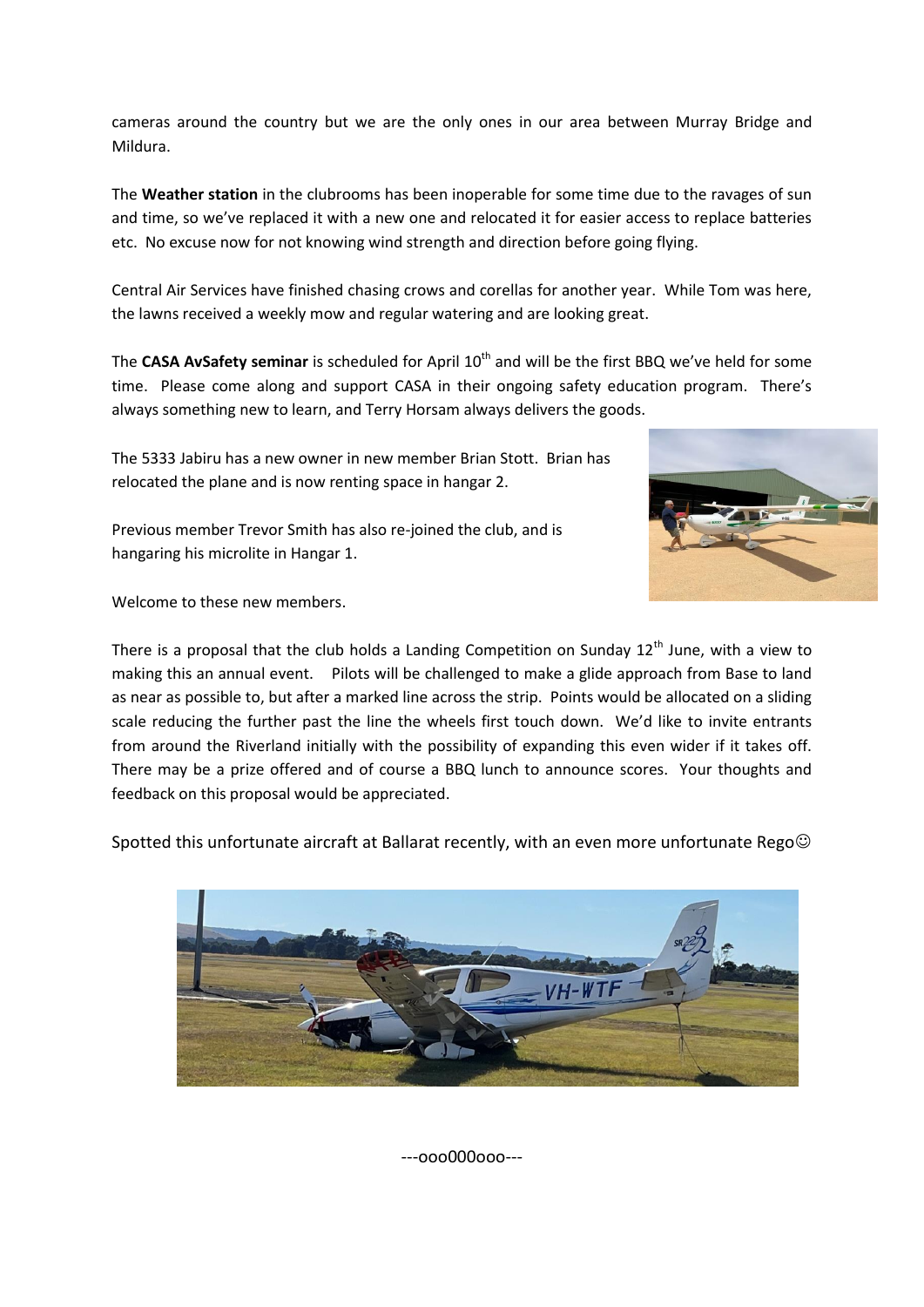cameras around the country but we are the only ones in our area between Murray Bridge and Mildura.

The **Weather station** in the clubrooms has been inoperable for some time due to the ravages of sun and time, so we've replaced it with a new one and relocated it for easier access to replace batteries etc. No excuse now for not knowing wind strength and direction before going flying.

Central Air Services have finished chasing crows and corellas for another year. While Tom was here, the lawns received a weekly mow and regular watering and are looking great.

The **CASA AvSafety seminar** is scheduled for April 10th and will be the first BBQ we've held for some time. Please come along and support CASA in their ongoing safety education program. There's always something new to learn, and Terry Horsam always delivers the goods.

The 5333 Jabiru has a new owner in new member Brian Stott. Brian has relocated the plane and is now renting space in hangar 2.

Previous member Trevor Smith has also re-joined the club, and is hangaring his microlite in Hangar 1.

Welcome to these new members.

There is a proposal that the club holds a Landing Competition on Sunday 12th June, with a view to making this an annual event. Pilots will be challenged to make a glide approach from Base to land as near as possible to, but after a marked line across the strip. Points would be allocated on a sliding scale reducing the further past the line the wheels first touch down. We'd like to invite entrants from around the Riverland initially with the possibility of expanding this even wider if it takes off. There may be a prize offered and of course a BBQ lunch to announce scores. Your thoughts and feedback on this proposal would be appreciated.

Spotted this unfortunate aircraft at Ballarat recently, with an even more unfortunate Rego☺

---ooo000ooo---